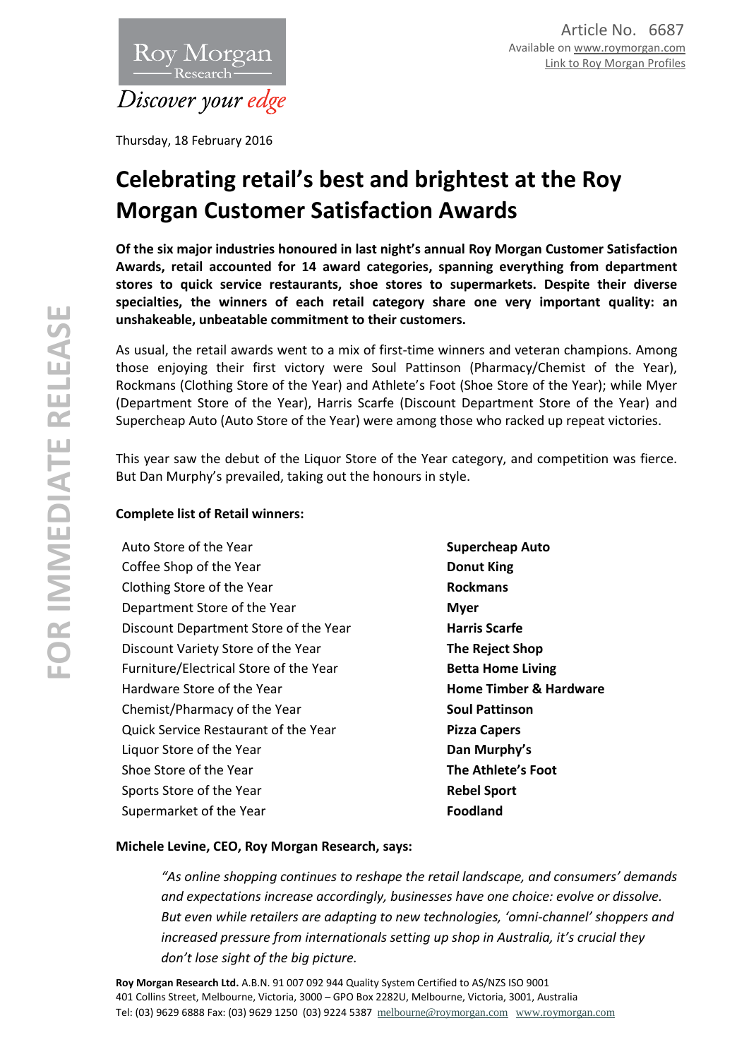Article No. 6687
Available on [www.roymorgan.com](http://www.roymorgan.com)
Link to Roy Morgan Profiles

Thursday, 18 February 2016

# Celebrating retail's best and brightest at the Roy Morgan Customer Satisfaction Awards

**Of the six major industries honoured in last night's annual Roy Morgan Customer Satisfaction Awards, retail accounted for 14 award categories, spanning everything from department stores to quick service restaurants, shoe stores to supermarkets. Despite their diverse specialties, the winners of each retail category share one very important quality: an unshakeable, unbeatable commitment to their customers.**

As usual, the retail awards went to a mix of first-time winners and veteran champions. Among those enjoying their first victory were Soul Pattinson (Pharmacy/Chemist of the Year), Rockmans (Clothing Store of the Year) and Athlete's Foot (Shoe Store of the Year); while Myer (Department Store of the Year), Harris Scarfe (Discount Department Store of the Year) and Supercheap Auto (Auto Store of the Year) were among those who racked up repeat victories.

This year saw the debut of the Liquor Store of the Year category, and competition was fierce. But Dan Murphy's prevailed, taking out the honours in style.

**Complete list of Retail winners:**

| Category | Winner |
|---|---|
| Auto Store of the Year | **Supercheap Auto** |
| Coffee Shop of the Year | **Donut King** |
| Clothing Store of the Year | **Rockmans** |
| Department Store of the Year | **Myer** |
| Discount Department Store of the Year | **Harris Scarfe** |
| Discount Variety Store of the Year | **The Reject Shop** |
| Furniture/Electrical Store of the Year | **Betta Home Living** |
| Hardware Store of the Year | **Home Timber & Hardware** |
| Chemist/Pharmacy of the Year | **Soul Pattinson** |
| Quick Service Restaurant of the Year | **Pizza Capers** |
| Liquor Store of the Year | **Dan Murphy's** |
| Shoe Store of the Year | **The Athlete's Foot** |
| Sports Store of the Year | **Rebel Sport** |
| Supermarket of the Year | **Foodland** |

**Michele Levine, CEO, Roy Morgan Research, says:**

> *"As online shopping continues to reshape the retail landscape, and consumers' demands and expectations increase accordingly, businesses have one choice: evolve or dissolve. But even while retailers are adapting to new technologies, 'omni-channel' shoppers and increased pressure from internationals setting up shop in Australia, it's crucial they don't lose sight of the big picture.*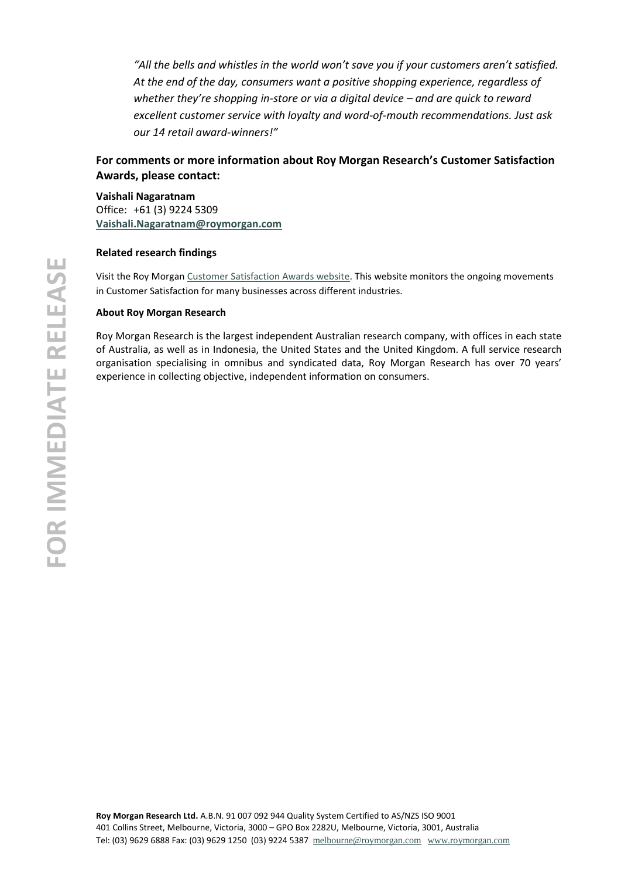*"All the bells and whistles in the world won't save you if your customers aren't satisfied. At the end of the day, consumers want a positive shopping experience, regardless of whether they're shopping in-store or via a digital device – and are quick to reward excellent customer service with loyalty and word-of-mouth recommendations. Just ask our 14 retail award-winners!"*

### For comments or more information about Roy Morgan Research's Customer Satisfaction Awards, please contact:

**Vaishali Nagaratnam**
Office: +61 (3) 9224 5309
**Vaishali.Nagaratnam@roymorgan.com**

#### Related research findings

Visit the Roy Morgan Customer Satisfaction Awards website. This website monitors the ongoing movements in Customer Satisfaction for many businesses across different industries.

#### About Roy Morgan Research

Roy Morgan Research is the largest independent Australian research company, with offices in each state of Australia, as well as in Indonesia, the United States and the United Kingdom. A full service research organisation specialising in omnibus and syndicated data, Roy Morgan Research has over 70 years' experience in collecting objective, independent information on consumers.

**Roy Morgan Research Ltd.** A.B.N. 91 007 092 944 Quality System Certified to AS/NZS ISO 9001
401 Collins Street, Melbourne, Victoria, 3000 – GPO Box 2282U, Melbourne, Victoria, 3001, Australia
Tel: (03) 9629 6888 Fax: (03) 9629 1250 (03) 9224 5387 melbourne@roymorgan.com www.roymorgan.com